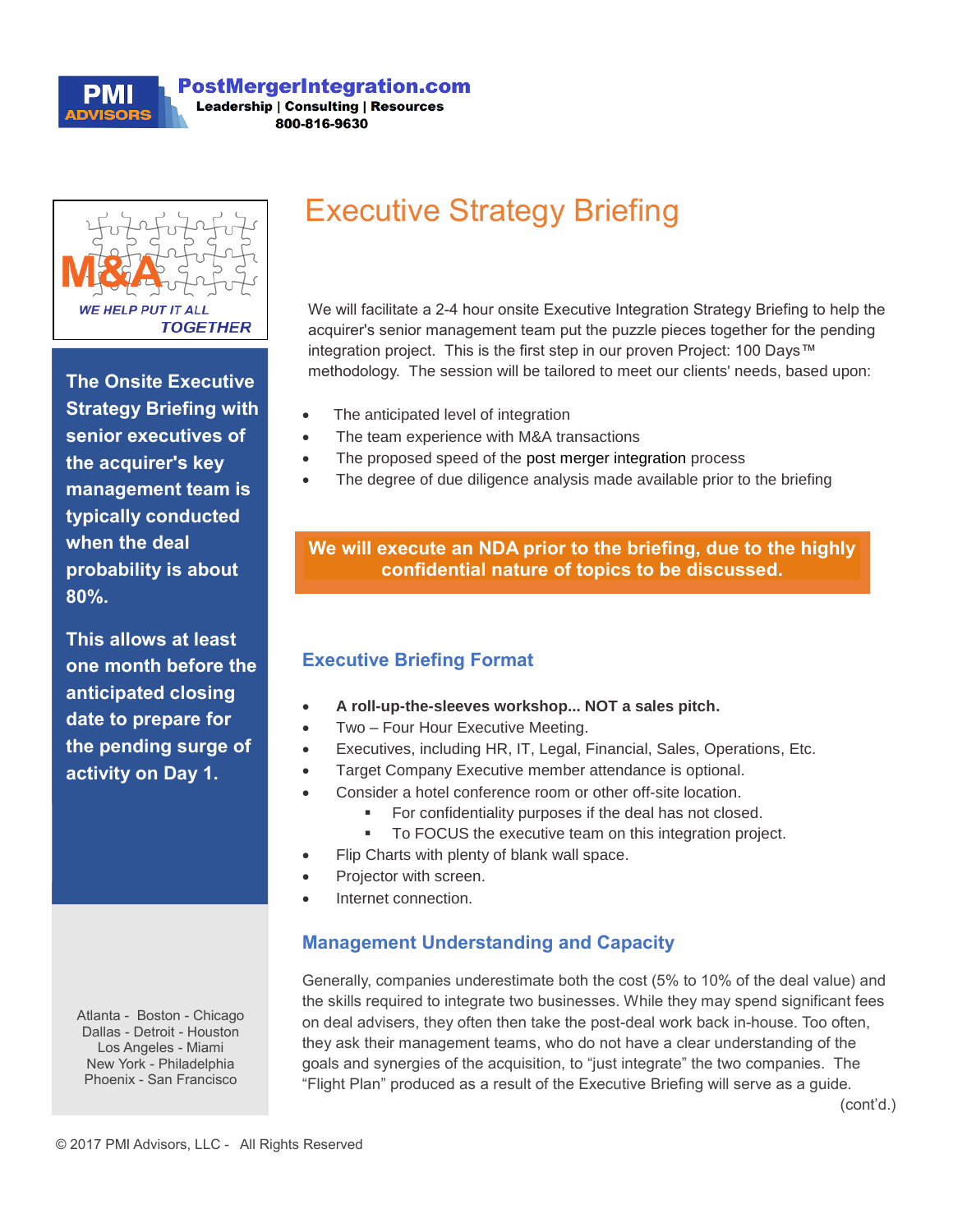**PMI ADVISORS**

**PostMergerIntegration.com**
**Leadership | Consulting | Resources**
**800-816-9630**

M&A
*WE HELP PUT IT ALL TOGETHER*

# Executive Strategy Briefing

We will facilitate a 2-4 hour onsite Executive Integration Strategy Briefing to help the acquirer's senior management team put the puzzle pieces together for the pending integration project. This is the first step in our proven Project: 100 Days™ methodology. The session will be tailored to meet our clients' needs, based upon:

- The anticipated level of integration
- The team experience with M&A transactions
- The proposed speed of the post merger integration process
- The degree of due diligence analysis made available prior to the briefing

**We will execute an NDA prior to the briefing, due to the highly confidential nature of topics to be discussed.**

**The Onsite Executive Strategy Briefing with senior executives of the acquirer's key management team is typically conducted when the deal probability is about 80%.**

**This allows at least one month before the anticipated closing date to prepare for the pending surge of activity on Day 1.**

## Executive Briefing Format

- **A roll-up-the-sleeves workshop... NOT a sales pitch.**
- Two – Four Hour Executive Meeting.
- Executives, including HR, IT, Legal, Financial, Sales, Operations, Etc.
- Target Company Executive member attendance is optional.
- Consider a hotel conference room or other off-site location.
  - For confidentiality purposes if the deal has not closed.
  - To FOCUS the executive team on this integration project.
- Flip Charts with plenty of blank wall space.
- Projector with screen.
- Internet connection.

## Management Understanding and Capacity

Generally, companies underestimate both the cost (5% to 10% of the deal value) and the skills required to integrate two businesses. While they may spend significant fees on deal advisers, they often then take the post-deal work back in-house. Too often, they ask their management teams, who do not have a clear understanding of the goals and synergies of the acquisition, to "just integrate" the two companies. The "Flight Plan" produced as a result of the Executive Briefing will serve as a guide.

(cont'd.)

Atlanta - Boston - Chicago
Dallas - Detroit - Houston
Los Angeles - Miami
New York - Philadelphia
Phoenix - San Francisco

© 2017 PMI Advisors, LLC - All Rights Reserved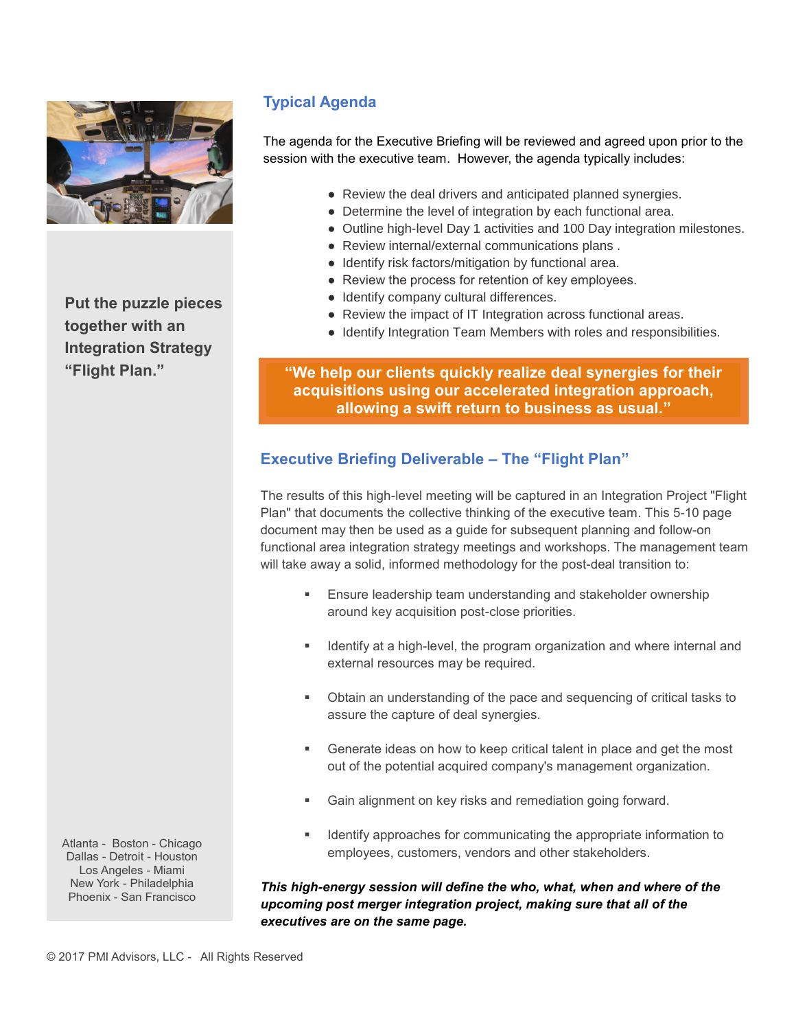**Put the puzzle pieces together with an Integration Strategy "Flight Plan."**

Atlanta - Boston - Chicago
Dallas - Detroit - Houston
Los Angeles - Miami
New York - Philadelphia
Phoenix - San Francisco

## Typical Agenda

The agenda for the Executive Briefing will be reviewed and agreed upon prior to the session with the executive team. However, the agenda typically includes:

- Review the deal drivers and anticipated planned synergies.
- Determine the level of integration by each functional area.
- Outline high-level Day 1 activities and 100 Day integration milestones.
- Review internal/external communications plans .
- Identify risk factors/mitigation by functional area.
- Review the process for retention of key employees.
- Identify company cultural differences.
- Review the impact of IT Integration across functional areas.
- Identify Integration Team Members with roles and responsibilities.

**"We help our clients quickly realize deal synergies for their acquisitions using our accelerated integration approach, allowing a swift return to business as usual."**

## Executive Briefing Deliverable – The "Flight Plan"

The results of this high-level meeting will be captured in an Integration Project "Flight Plan" that documents the collective thinking of the executive team. This 5-10 page document may then be used as a guide for subsequent planning and follow-on functional area integration strategy meetings and workshops. The management team will take away a solid, informed methodology for the post-deal transition to:

- Ensure leadership team understanding and stakeholder ownership around key acquisition post-close priorities.
- Identify at a high-level, the program organization and where internal and external resources may be required.
- Obtain an understanding of the pace and sequencing of critical tasks to assure the capture of deal synergies.
- Generate ideas on how to keep critical talent in place and get the most out of the potential acquired company's management organization.
- Gain alignment on key risks and remediation going forward.
- Identify approaches for communicating the appropriate information to employees, customers, vendors and other stakeholders.

***This high-energy session will define the who, what, when and where of the upcoming post merger integration project, making sure that all of the executives are on the same page.***

© 2017 PMI Advisors, LLC - All Rights Reserved